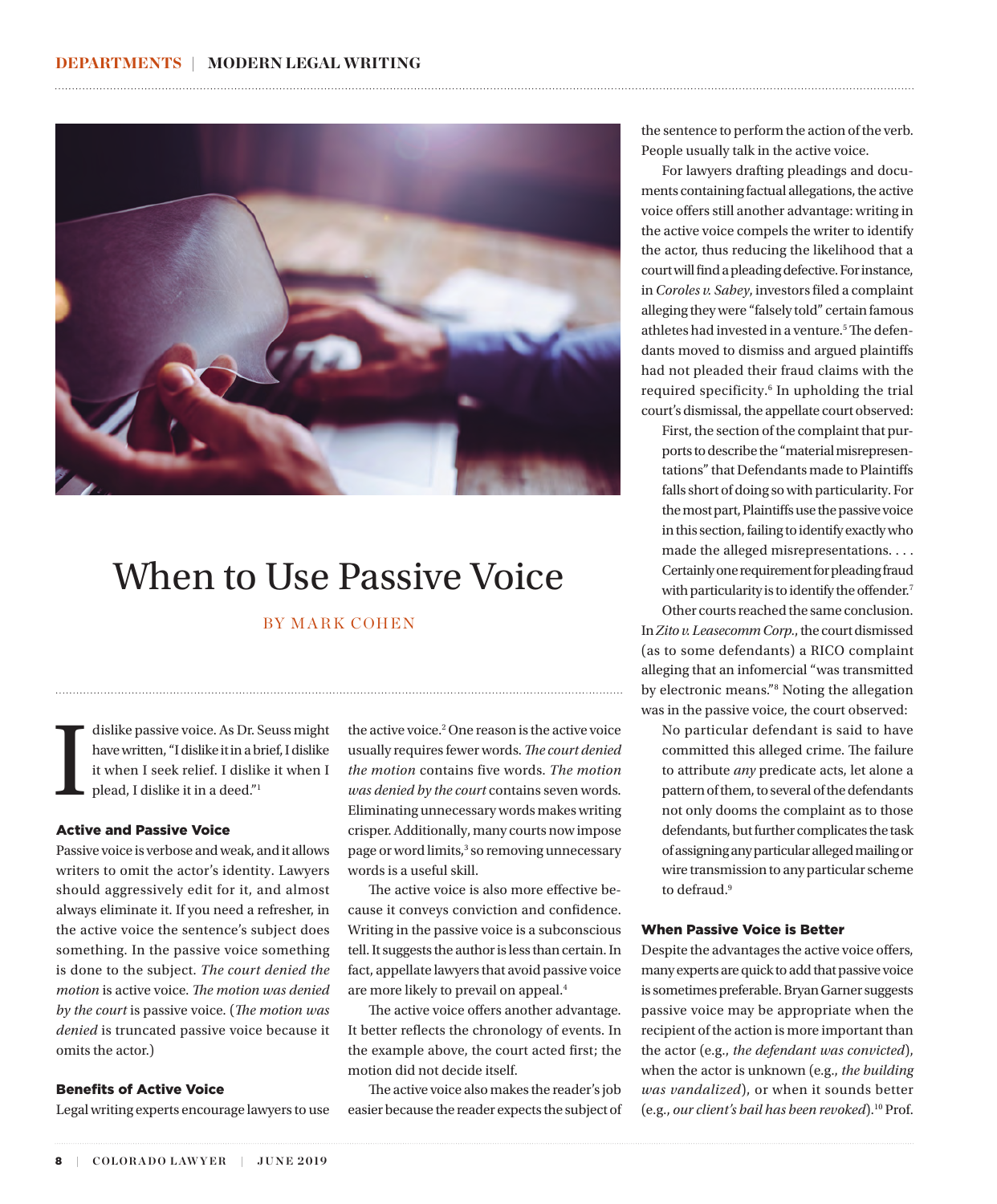# When to Use Passive Voice

BY MARK COHEN

I dislike passive voice. As Dr. Seuss might have written, "I dislike it in a brief, I dislike it when I seek relief. I dislike it when I plead, I dislike it in a deed."[1]

## Active and Passive Voice

Passive voice is verbose and weak, and it allows writers to omit the actor's identity. Lawyers should aggressively edit for it, and almost always eliminate it. If you need a refresher, in the active voice the sentence's subject does something. In the passive voice something is done to the subject. *The court denied the motion* is active voice. *The motion was denied by the court* is passive voice. (*The motion was denied* is truncated passive voice because it omits the actor.)

## Benefits of Active Voice

Legal writing experts encourage lawyers to use the active voice.[2] One reason is the active voice usually requires fewer words. *The court denied the motion* contains five words. *The motion was denied by the court* contains seven words. Eliminating unnecessary words makes writing crisper. Additionally, many courts now impose page or word limits,[3] so removing unnecessary words is a useful skill.

The active voice is also more effective because it conveys conviction and confidence. Writing in the passive voice is a subconscious tell. It suggests the author is less than certain. In fact, appellate lawyers that avoid passive voice are more likely to prevail on appeal.[4]

The active voice offers another advantage. It better reflects the chronology of events. In the example above, the court acted first; the motion did not decide itself.

The active voice also makes the reader's job easier because the reader expects the subject of the sentence to perform the action of the verb. People usually talk in the active voice.

For lawyers drafting pleadings and documents containing factual allegations, the active voice offers still another advantage: writing in the active voice compels the writer to identify the actor, thus reducing the likelihood that a court will find a pleading defective. For instance, in *Coroles v. Sabey*, investors filed a complaint alleging they were "falsely told" certain famous athletes had invested in a venture.[5] The defendants moved to dismiss and argued plaintiffs had not pleaded their fraud claims with the required specificity.[6] In upholding the trial court's dismissal, the appellate court observed:

> First, the section of the complaint that purports to describe the "material misrepresentations" that Defendants made to Plaintiffs falls short of doing so with particularity. For the most part, Plaintiffs use the passive voice in this section, failing to identify exactly who made the alleged misrepresentations. . . . Certainly one requirement for pleading fraud with particularity is to identify the offender.[7]

Other courts reached the same conclusion. In *Zito v. Leasecomm Corp.*, the court dismissed (as to some defendants) a RICO complaint alleging that an infomercial "was transmitted by electronic means."[8] Noting the allegation was in the passive voice, the court observed:

> No particular defendant is said to have committed this alleged crime. The failure to attribute *any* predicate acts, let alone a pattern of them, to several of the defendants not only dooms the complaint as to those defendants, but further complicates the task of assigning any particular alleged mailing or wire transmission to any particular scheme to defraud.[9]

## When Passive Voice is Better

Despite the advantages the active voice offers, many experts are quick to add that passive voice is sometimes preferable. Bryan Garner suggests passive voice may be appropriate when the recipient of the action is more important than the actor (e.g., *the defendant was convicted*), when the actor is unknown (e.g., *the building was vandalized*), or when it sounds better (e.g., *our client's bail has been revoked*).[10] Prof.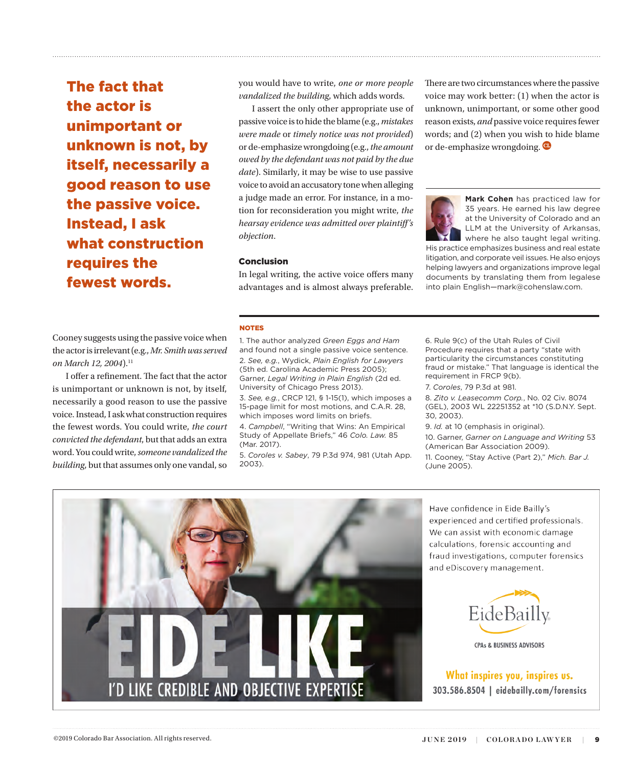**The fact that the actor is unimportant or unknown is not, by itself, necessarily a good reason to use the passive voice. Instead, I ask what construction requires the fewest words.**

Cooney suggests using the passive voice when the actor is irrelevant (e.g., *Mr. Smith was served on March 12, 2004*).[11]

I offer a refinement. The fact that the actor is unimportant or unknown is not, by itself, necessarily a good reason to use the passive voice. Instead, I ask what construction requires the fewest words. You could write, *the court convicted the defendant*, but that adds an extra word. You could write, *someone vandalized the building*, but that assumes only one vandal, so you would have to write, *one or more people vandalized the building*, which adds words.

I assert the only other appropriate use of passive voice is to hide the blame (e.g., *mistakes were made* or *timely notice was not provided*) or de-emphasize wrongdoing (e.g., *the amount owed by the defendant was not paid by the due date*). Similarly, it may be wise to use passive voice to avoid an accusatory tone when alleging a judge made an error. For instance, in a motion for reconsideration you might write, *the hearsay evidence was admitted over plaintiff's objection*.

### Conclusion

In legal writing, the active voice offers many advantages and is almost always preferable. There are two circumstances where the passive voice may work better: (1) when the actor is unknown, unimportant, or some other good reason exists, *and* passive voice requires fewer words; and (2) when you wish to hide blame or de-emphasize wrongdoing.

**Mark Cohen** has practiced law for 35 years. He earned his law degree at the University of Colorado and an LLM at the University of Arkansas, where he also taught legal writing. His practice emphasizes business and real estate litigation, and corporate veil issues. He also enjoys helping lawyers and organizations improve legal documents by translating them from legalese into plain English—mark@cohenslaw.com.

#### NOTES

1. The author analyzed *Green Eggs and Ham* and found not a single passive voice sentence.
2. *See, e.g.*, Wydick, *Plain English for Lawyers* (5th ed. Carolina Academic Press 2005); Garner, *Legal Writing in Plain English* (2d ed. University of Chicago Press 2013).
3. *See, e.g.*, CRCP 121, § 1-15(1), which imposes a 15-page limit for most motions, and C.A.R. 28, which imposes word limits on briefs.
4. *Campbell*, "Writing that Wins: An Empirical Study of Appellate Briefs," 46 *Colo. Law.* 85 (Mar. 2017).
5. *Coroles v. Sabey*, 79 P.3d 974, 981 (Utah App. 2003).
6. Rule 9(c) of the Utah Rules of Civil Procedure requires that a party "state with particularity the circumstances constituting fraud or mistake." That language is identical the requirement in FRCP 9(b).
7. *Coroles*, 79 P.3d at 981.
8. *Zito v. Leasecomm Corp.*, No. 02 Civ. 8074 (GEL), 2003 WL 22251352 at *10 (S.D.N.Y. Sept. 30, 2003).
9. *Id.* at 10 (emphasis in original).
10. Garner, *Garner on Language and Writing* 53 (American Bar Association 2009).
11. Cooney, "Stay Active (Part 2)," *Mich. Bar J.* (June 2005).

EIDE LIKE

I'D LIKE CREDIBLE AND OBJECTIVE EXPERTISE

Have confidence in Eide Bailly's experienced and certified professionals. We can assist with economic damage calculations, forensic accounting and fraud investigations, computer forensics and eDiscovery management.

EideBailly

CPAs & BUSINESS ADVISORS

What inspires you, inspires us.

303.586.8504 | eidebailly.com/forensics

©2019 Colorado Bar Association. All rights reserved.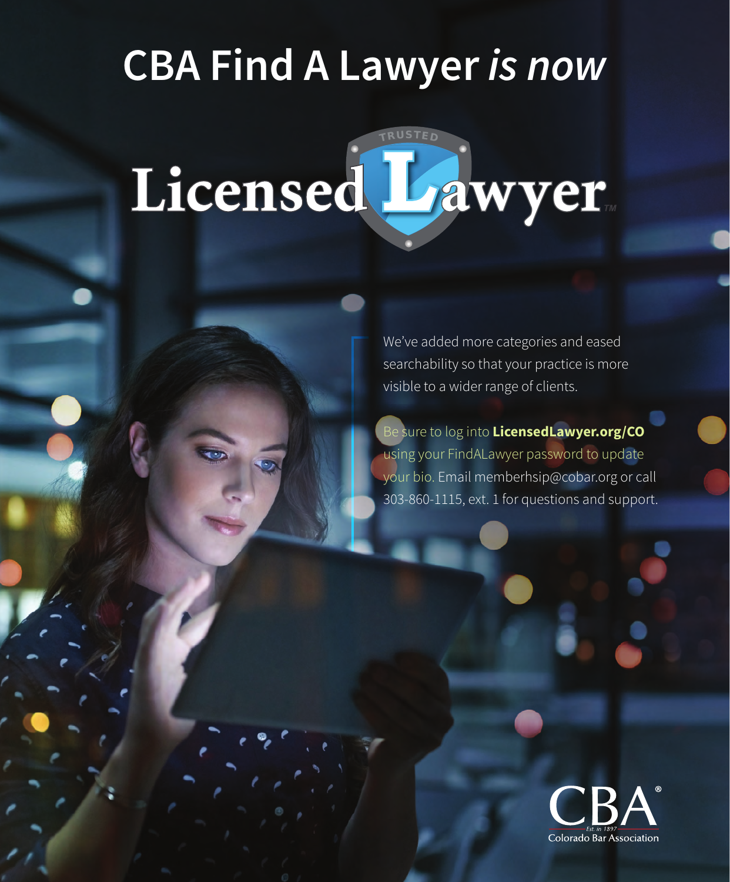# CBA Find A Lawyer *is now*

TRUSTED

# Licensed Lawyer™

We've added more categories and eased searchability so that your practice is more visible to a wider range of clients.

Be sure to log into **LicensedLawyer.org/CO** using your FindALawyer password to update your bio. Email memberhsip@cobar.org or call 303-860-1115, ext. 1 for questions and support.

CBA®
Est. in 1897
Colorado Bar Association